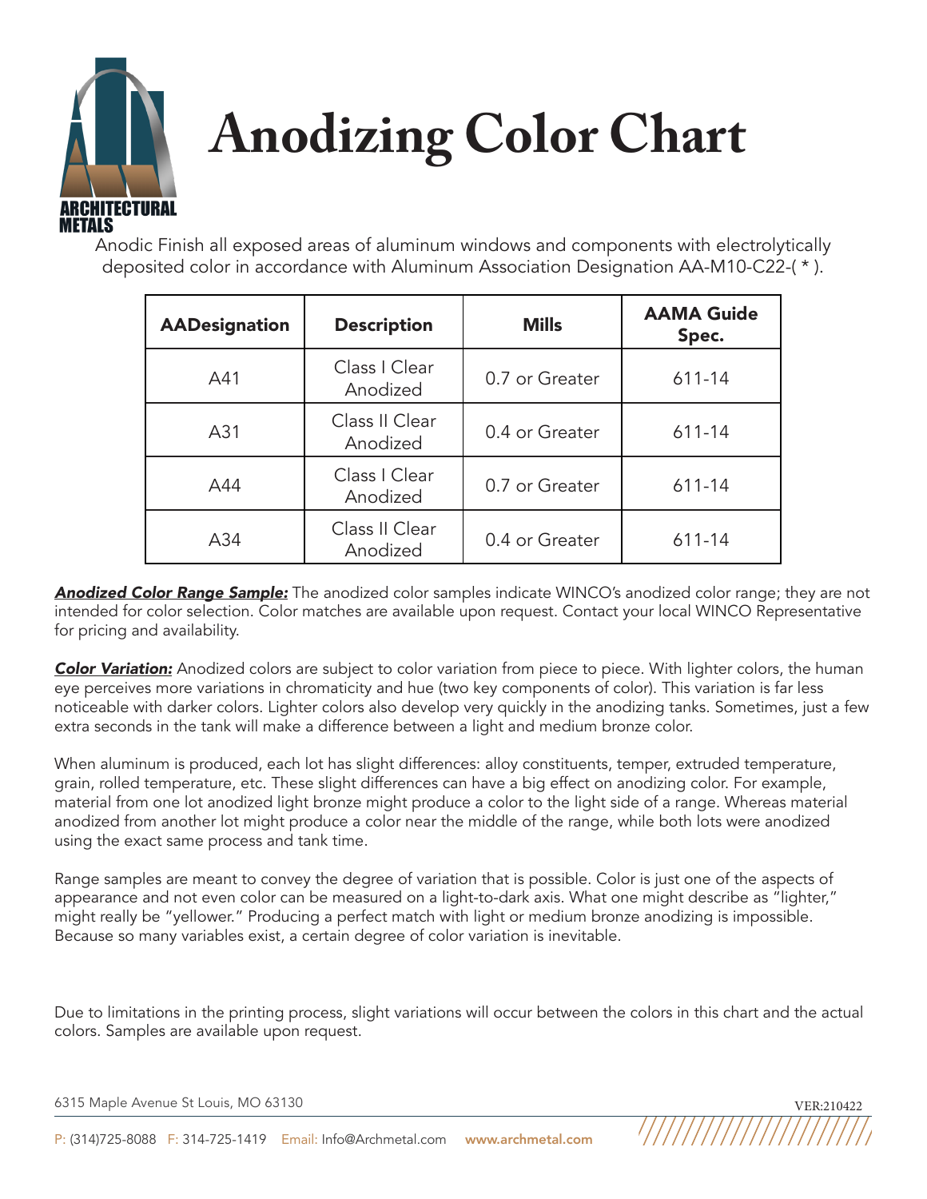ARCHITECTURAL METALS

# Anodizing Color Chart

Anodic Finish all exposed areas of aluminum windows and components with electrolytically deposited color in accordance with Aluminum Association Designation AA-M10-C22-( * ).

| AADesignation | Description | Mills | AAMA Guide Spec. |
| --- | --- | --- | --- |
| A41 | Class I Clear Anodized | 0.7 or Greater | 611-14 |
| A31 | Class II Clear Anodized | 0.4 or Greater | 611-14 |
| A44 | Class I Clear Anodized | 0.7 or Greater | 611-14 |
| A34 | Class II Clear Anodized | 0.4 or Greater | 611-14 |

***Anodized Color Range Sample:*** The anodized color samples indicate WINCO's anodized color range; they are not intended for color selection. Color matches are available upon request. Contact your local WINCO Representative for pricing and availability.

***Color Variation:*** Anodized colors are subject to color variation from piece to piece. With lighter colors, the human eye perceives more variations in chromaticity and hue (two key components of color). This variation is far less noticeable with darker colors. Lighter colors also develop very quickly in the anodizing tanks. Sometimes, just a few extra seconds in the tank will make a difference between a light and medium bronze color.

When aluminum is produced, each lot has slight differences: alloy constituents, temper, extruded temperature, grain, rolled temperature, etc. These slight differences can have a big effect on anodizing color. For example, material from one lot anodized light bronze might produce a color to the light side of a range. Whereas material anodized from another lot might produce a color near the middle of the range, while both lots were anodized using the exact same process and tank time.

Range samples are meant to convey the degree of variation that is possible. Color is just one of the aspects of appearance and not even color can be measured on a light-to-dark axis. What one might describe as "lighter," might really be "yellower." Producing a perfect match with light or medium bronze anodizing is impossible. Because so many variables exist, a certain degree of color variation is inevitable.

Due to limitations in the printing process, slight variations will occur between the colors in this chart and the actual colors. Samples are available upon request.

6315 Maple Avenue St Louis, MO 63130

VER:210422

P: (314)725-8088 F: 314-725-1419 Email: Info@Archmetal.com www.archmetal.com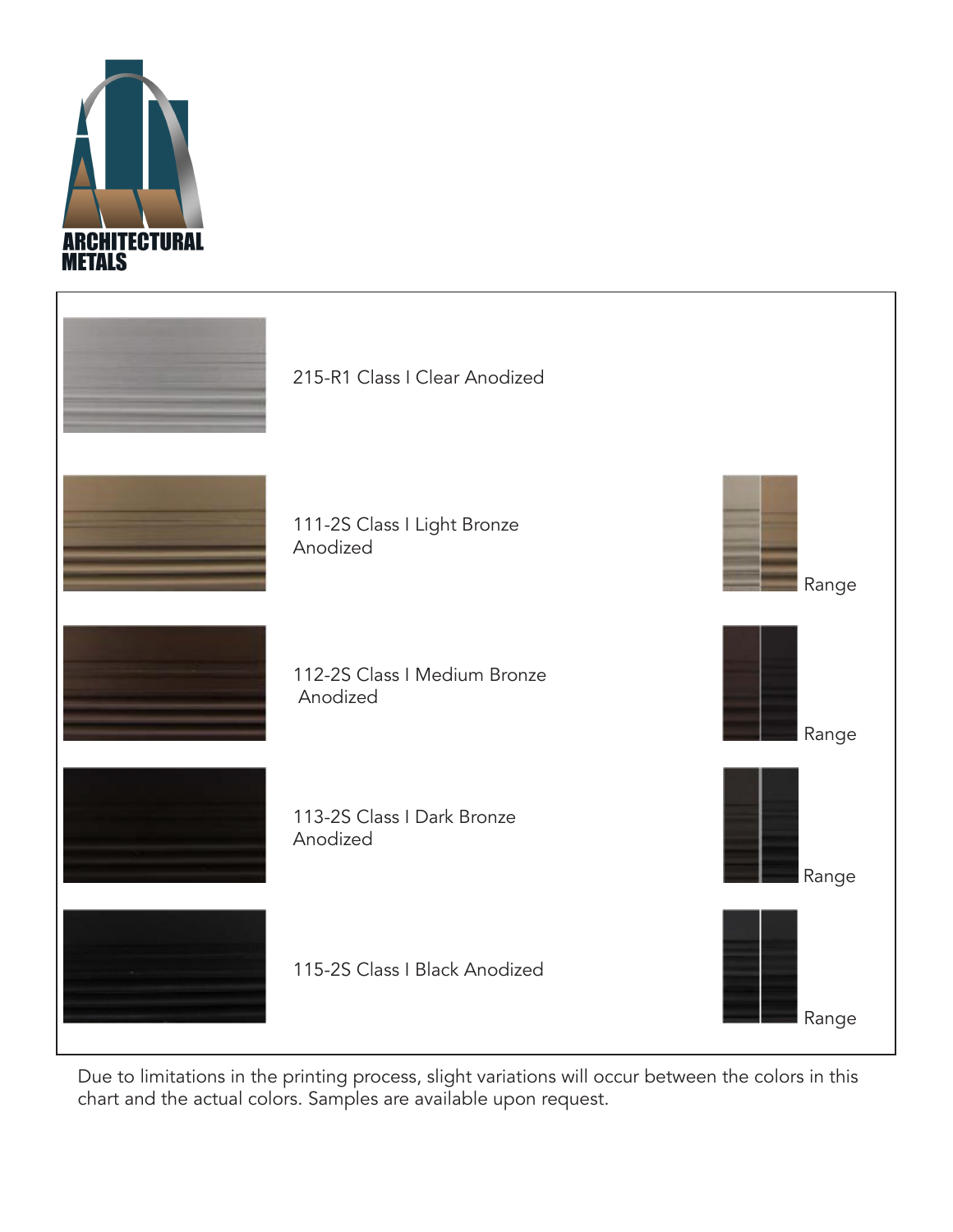ARCHITECTURAL METALS

215-R1 Class I Clear Anodized

111-2S Class I Light Bronze Anodized

Range

112-2S Class I Medium Bronze Anodized

Range

113-2S Class I Dark Bronze Anodized

Range

115-2S Class I Black Anodized

Range

Due to limitations in the printing process, slight variations will occur between the colors in this chart and the actual colors. Samples are available upon request.